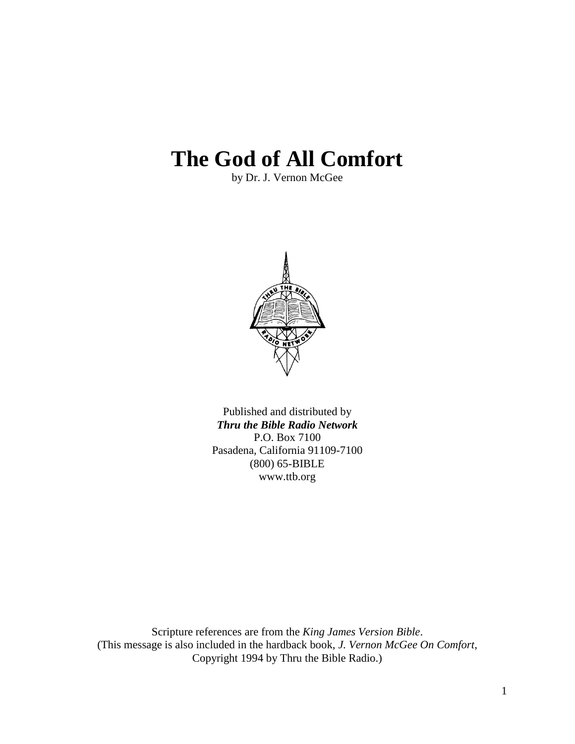# The God of All Comfort

by Dr. J. Vernon McGee

Published and distributed by
***Thru the Bible Radio Network***
P.O. Box 7100
Pasadena, California 91109-7100
(800) 65-BIBLE
www.ttb.org

Scripture references are from the *King James Version Bible*.
(This message is also included in the hardback book, *J. Vernon McGee On Comfort*,
Copyright 1994 by Thru the Bible Radio.)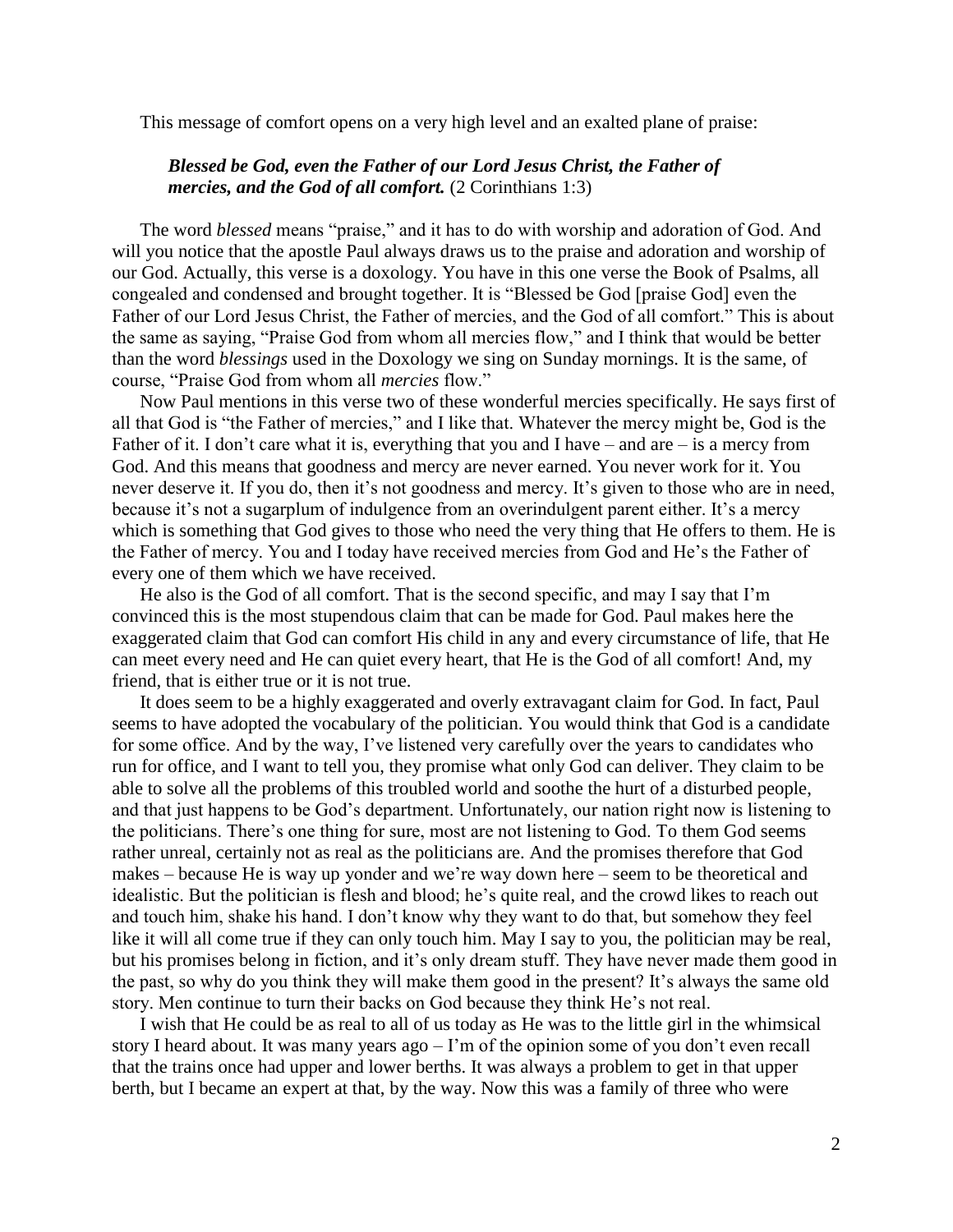This message of comfort opens on a very high level and an exalted plane of praise:

> ***Blessed be God, even the Father of our Lord Jesus Christ, the Father of mercies, and the God of all comfort.*** (2 Corinthians 1:3)

The word *blessed* means "praise," and it has to do with worship and adoration of God. And will you notice that the apostle Paul always draws us to the praise and adoration and worship of our God. Actually, this verse is a doxology. You have in this one verse the Book of Psalms, all congealed and condensed and brought together. It is "Blessed be God [praise God] even the Father of our Lord Jesus Christ, the Father of mercies, and the God of all comfort." This is about the same as saying, "Praise God from whom all mercies flow," and I think that would be better than the word *blessings* used in the Doxology we sing on Sunday mornings. It is the same, of course, "Praise God from whom all *mercies* flow."

Now Paul mentions in this verse two of these wonderful mercies specifically. He says first of all that God is "the Father of mercies," and I like that. Whatever the mercy might be, God is the Father of it. I don't care what it is, everything that you and I have – and are – is a mercy from God. And this means that goodness and mercy are never earned. You never work for it. You never deserve it. If you do, then it's not goodness and mercy. It's given to those who are in need, because it's not a sugarplum of indulgence from an overindulgent parent either. It's a mercy which is something that God gives to those who need the very thing that He offers to them. He is the Father of mercy. You and I today have received mercies from God and He's the Father of every one of them which we have received.

He also is the God of all comfort. That is the second specific, and may I say that I'm convinced this is the most stupendous claim that can be made for God. Paul makes here the exaggerated claim that God can comfort His child in any and every circumstance of life, that He can meet every need and He can quiet every heart, that He is the God of all comfort! And, my friend, that is either true or it is not true.

It does seem to be a highly exaggerated and overly extravagant claim for God. In fact, Paul seems to have adopted the vocabulary of the politician. You would think that God is a candidate for some office. And by the way, I've listened very carefully over the years to candidates who run for office, and I want to tell you, they promise what only God can deliver. They claim to be able to solve all the problems of this troubled world and soothe the hurt of a disturbed people, and that just happens to be God's department. Unfortunately, our nation right now is listening to the politicians. There's one thing for sure, most are not listening to God. To them God seems rather unreal, certainly not as real as the politicians are. And the promises therefore that God makes – because He is way up yonder and we're way down here – seem to be theoretical and idealistic. But the politician is flesh and blood; he's quite real, and the crowd likes to reach out and touch him, shake his hand. I don't know why they want to do that, but somehow they feel like it will all come true if they can only touch him. May I say to you, the politician may be real, but his promises belong in fiction, and it's only dream stuff. They have never made them good in the past, so why do you think they will make them good in the present? It's always the same old story. Men continue to turn their backs on God because they think He's not real.

I wish that He could be as real to all of us today as He was to the little girl in the whimsical story I heard about. It was many years ago – I'm of the opinion some of you don't even recall that the trains once had upper and lower berths. It was always a problem to get in that upper berth, but I became an expert at that, by the way. Now this was a family of three who were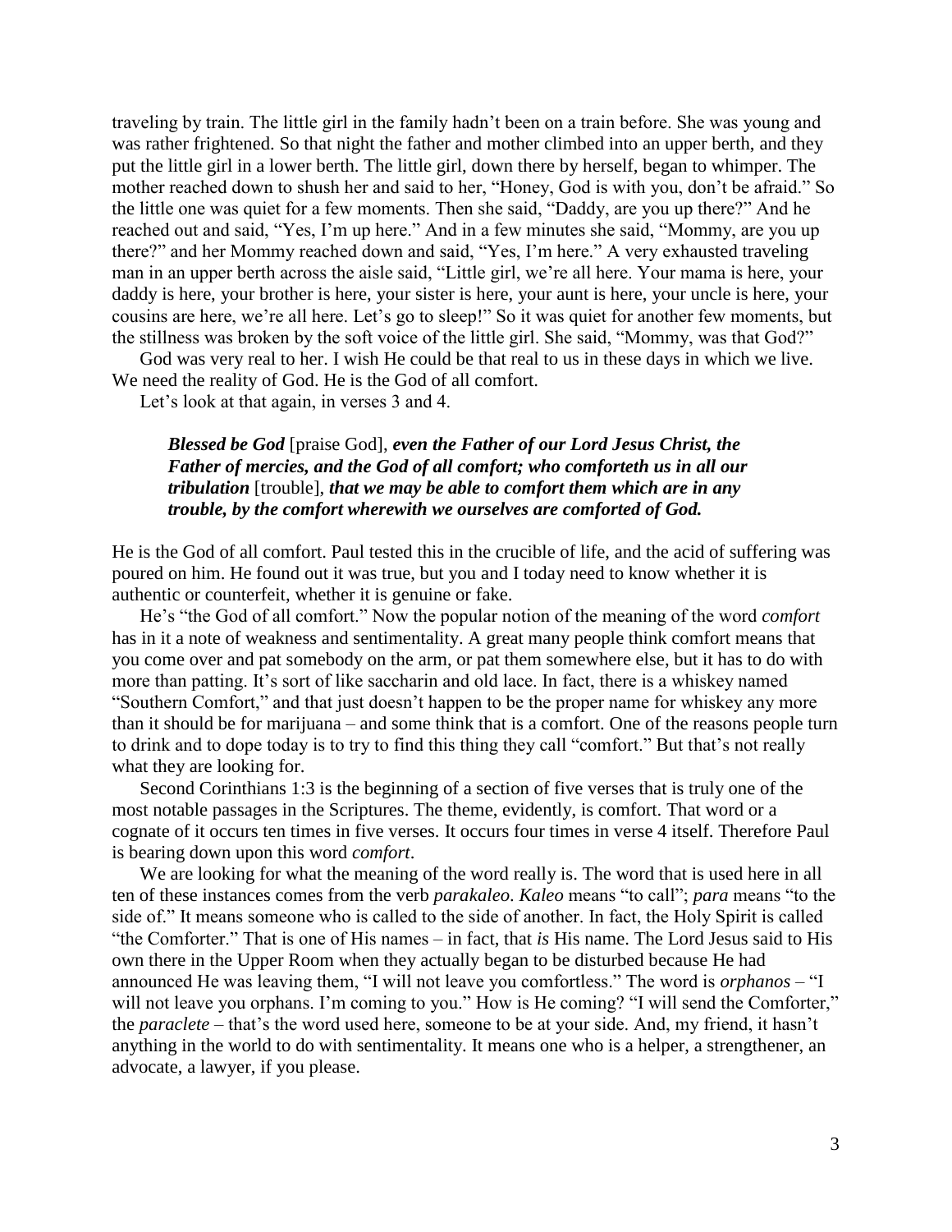traveling by train. The little girl in the family hadn't been on a train before. She was young and was rather frightened. So that night the father and mother climbed into an upper berth, and they put the little girl in a lower berth. The little girl, down there by herself, began to whimper. The mother reached down to shush her and said to her, "Honey, God is with you, don't be afraid." So the little one was quiet for a few moments. Then she said, "Daddy, are you up there?" And he reached out and said, "Yes, I'm up here." And in a few minutes she said, "Mommy, are you up there?" and her Mommy reached down and said, "Yes, I'm here." A very exhausted traveling man in an upper berth across the aisle said, "Little girl, we're all here. Your mama is here, your daddy is here, your brother is here, your sister is here, your aunt is here, your uncle is here, your cousins are here, we're all here. Let's go to sleep!" So it was quiet for another few moments, but the stillness was broken by the soft voice of the little girl. She said, "Mommy, was that God?"

God was very real to her. I wish He could be that real to us in these days in which we live. We need the reality of God. He is the God of all comfort.

Let's look at that again, in verses 3 and 4.

> ***Blessed be God*** [praise God], ***even the Father of our Lord Jesus Christ, the Father of mercies, and the God of all comfort; who comforteth us in all our tribulation*** [trouble], ***that we may be able to comfort them which are in any trouble, by the comfort wherewith we ourselves are comforted of God.***

He is the God of all comfort. Paul tested this in the crucible of life, and the acid of suffering was poured on him. He found out it was true, but you and I today need to know whether it is authentic or counterfeit, whether it is genuine or fake.

He's "the God of all comfort." Now the popular notion of the meaning of the word *comfort* has in it a note of weakness and sentimentality. A great many people think comfort means that you come over and pat somebody on the arm, or pat them somewhere else, but it has to do with more than patting. It's sort of like saccharin and old lace. In fact, there is a whiskey named "Southern Comfort," and that just doesn't happen to be the proper name for whiskey any more than it should be for marijuana – and some think that is a comfort. One of the reasons people turn to drink and to dope today is to try to find this thing they call "comfort." But that's not really what they are looking for.

Second Corinthians 1:3 is the beginning of a section of five verses that is truly one of the most notable passages in the Scriptures. The theme, evidently, is comfort. That word or a cognate of it occurs ten times in five verses. It occurs four times in verse 4 itself. Therefore Paul is bearing down upon this word *comfort*.

We are looking for what the meaning of the word really is. The word that is used here in all ten of these instances comes from the verb *parakaleo*. *Kaleo* means "to call"; *para* means "to the side of." It means someone who is called to the side of another. In fact, the Holy Spirit is called "the Comforter." That is one of His names – in fact, that *is* His name. The Lord Jesus said to His own there in the Upper Room when they actually began to be disturbed because He had announced He was leaving them, "I will not leave you comfortless." The word is *orphanos* – "I will not leave you orphans. I'm coming to you." How is He coming? "I will send the Comforter," the *paraclete* – that's the word used here, someone to be at your side. And, my friend, it hasn't anything in the world to do with sentimentality. It means one who is a helper, a strengthener, an advocate, a lawyer, if you please.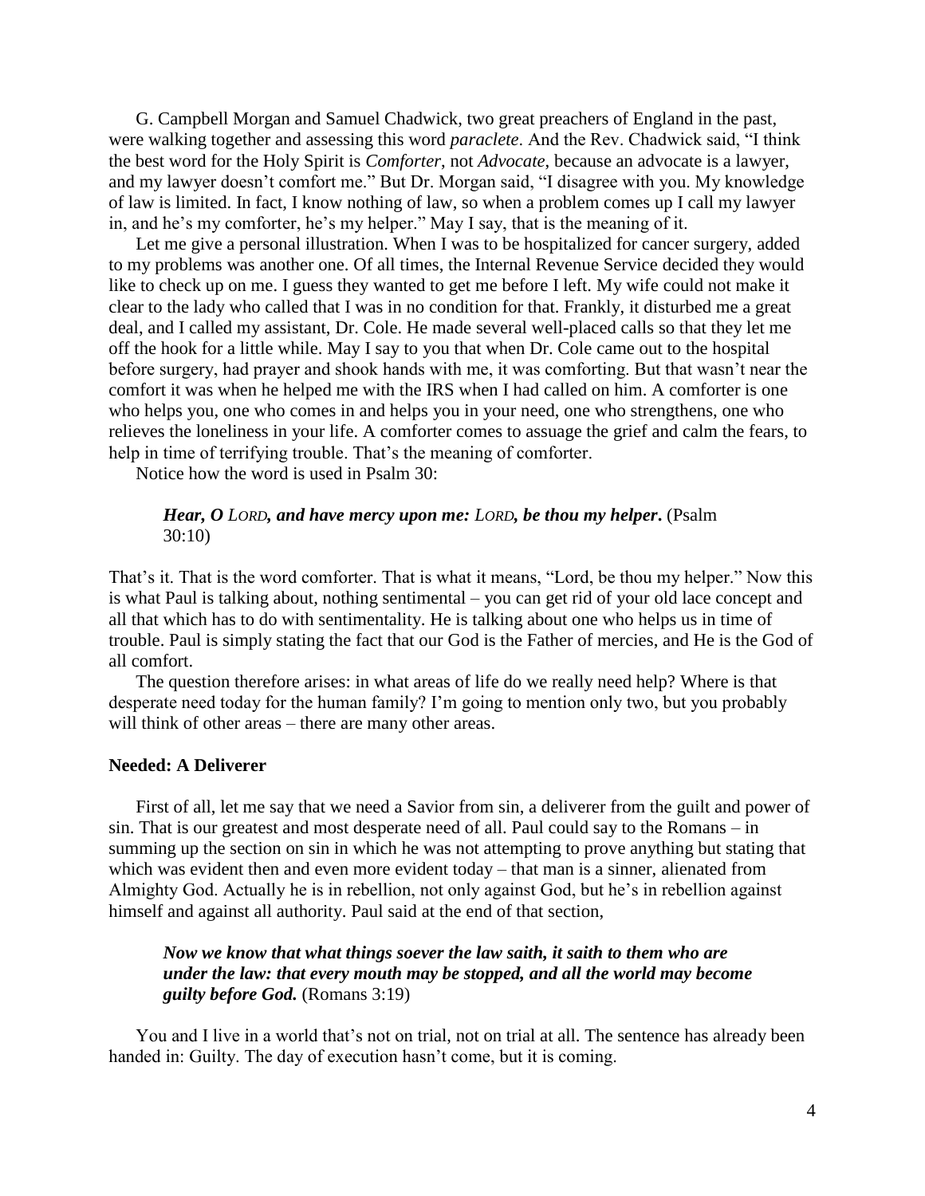G. Campbell Morgan and Samuel Chadwick, two great preachers of England in the past, were walking together and assessing this word *paraclete*. And the Rev. Chadwick said, "I think the best word for the Holy Spirit is *Comforter*, not *Advocate*, because an advocate is a lawyer, and my lawyer doesn't comfort me." But Dr. Morgan said, "I disagree with you. My knowledge of law is limited. In fact, I know nothing of law, so when a problem comes up I call my lawyer in, and he's my comforter, he's my helper." May I say, that is the meaning of it.

Let me give a personal illustration. When I was to be hospitalized for cancer surgery, added to my problems was another one. Of all times, the Internal Revenue Service decided they would like to check up on me. I guess they wanted to get me before I left. My wife could not make it clear to the lady who called that I was in no condition for that. Frankly, it disturbed me a great deal, and I called my assistant, Dr. Cole. He made several well-placed calls so that they let me off the hook for a little while. May I say to you that when Dr. Cole came out to the hospital before surgery, had prayer and shook hands with me, it was comforting. But that wasn't near the comfort it was when he helped me with the IRS when I had called on him. A comforter is one who helps you, one who comes in and helps you in your need, one who strengthens, one who relieves the loneliness in your life. A comforter comes to assuage the grief and calm the fears, to help in time of terrifying trouble. That's the meaning of comforter.

Notice how the word is used in Psalm 30:

> ***Hear, O LORD, and have mercy upon me: LORD, be thou my helper*.** (Psalm 30:10)

That's it. That is the word comforter. That is what it means, "Lord, be thou my helper." Now this is what Paul is talking about, nothing sentimental – you can get rid of your old lace concept and all that which has to do with sentimentality. He is talking about one who helps us in time of trouble. Paul is simply stating the fact that our God is the Father of mercies, and He is the God of all comfort.

The question therefore arises: in what areas of life do we really need help? Where is that desperate need today for the human family? I'm going to mention only two, but you probably will think of other areas – there are many other areas.

### Needed: A Deliverer

First of all, let me say that we need a Savior from sin, a deliverer from the guilt and power of sin. That is our greatest and most desperate need of all. Paul could say to the Romans – in summing up the section on sin in which he was not attempting to prove anything but stating that which was evident then and even more evident today – that man is a sinner, alienated from Almighty God. Actually he is in rebellion, not only against God, but he's in rebellion against himself and against all authority. Paul said at the end of that section,

> ***Now we know that what things soever the law saith, it saith to them who are under the law: that every mouth may be stopped, and all the world may become guilty before God.*** (Romans 3:19)

You and I live in a world that's not on trial, not on trial at all. The sentence has already been handed in: Guilty. The day of execution hasn't come, but it is coming.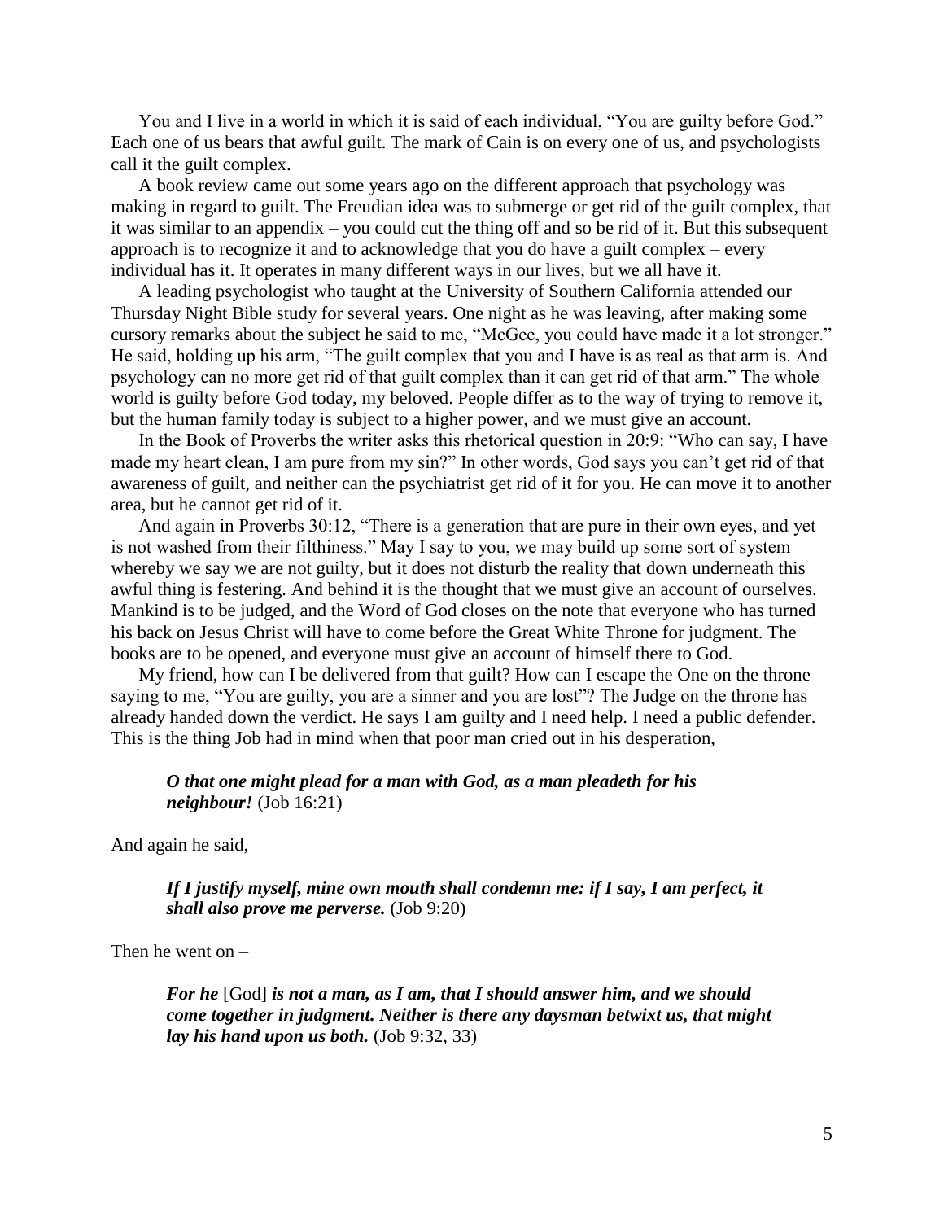You and I live in a world in which it is said of each individual, "You are guilty before God." Each one of us bears that awful guilt. The mark of Cain is on every one of us, and psychologists call it the guilt complex.

A book review came out some years ago on the different approach that psychology was making in regard to guilt. The Freudian idea was to submerge or get rid of the guilt complex, that it was similar to an appendix – you could cut the thing off and so be rid of it. But this subsequent approach is to recognize it and to acknowledge that you do have a guilt complex – every individual has it. It operates in many different ways in our lives, but we all have it.

A leading psychologist who taught at the University of Southern California attended our Thursday Night Bible study for several years. One night as he was leaving, after making some cursory remarks about the subject he said to me, "McGee, you could have made it a lot stronger." He said, holding up his arm, "The guilt complex that you and I have is as real as that arm is. And psychology can no more get rid of that guilt complex than it can get rid of that arm." The whole world is guilty before God today, my beloved. People differ as to the way of trying to remove it, but the human family today is subject to a higher power, and we must give an account.

In the Book of Proverbs the writer asks this rhetorical question in 20:9: "Who can say, I have made my heart clean, I am pure from my sin?" In other words, God says you can't get rid of that awareness of guilt, and neither can the psychiatrist get rid of it for you. He can move it to another area, but he cannot get rid of it.

And again in Proverbs 30:12, "There is a generation that are pure in their own eyes, and yet is not washed from their filthiness." May I say to you, we may build up some sort of system whereby we say we are not guilty, but it does not disturb the reality that down underneath this awful thing is festering. And behind it is the thought that we must give an account of ourselves. Mankind is to be judged, and the Word of God closes on the note that everyone who has turned his back on Jesus Christ will have to come before the Great White Throne for judgment. The books are to be opened, and everyone must give an account of himself there to God.

My friend, how can I be delivered from that guilt? How can I escape the One on the throne saying to me, "You are guilty, you are a sinner and you are lost"? The Judge on the throne has already handed down the verdict. He says I am guilty and I need help. I need a public defender. This is the thing Job had in mind when that poor man cried out in his desperation,

> ***O that one might plead for a man with God, as a man pleadeth for his neighbour!*** (Job 16:21)

And again he said,

> ***If I justify myself, mine own mouth shall condemn me: if I say, I am perfect, it shall also prove me perverse.*** (Job 9:20)

Then he went on –

> ***For he*** [God] ***is not a man, as I am, that I should answer him, and we should come together in judgment. Neither is there any daysman betwixt us, that might lay his hand upon us both.*** (Job 9:32, 33)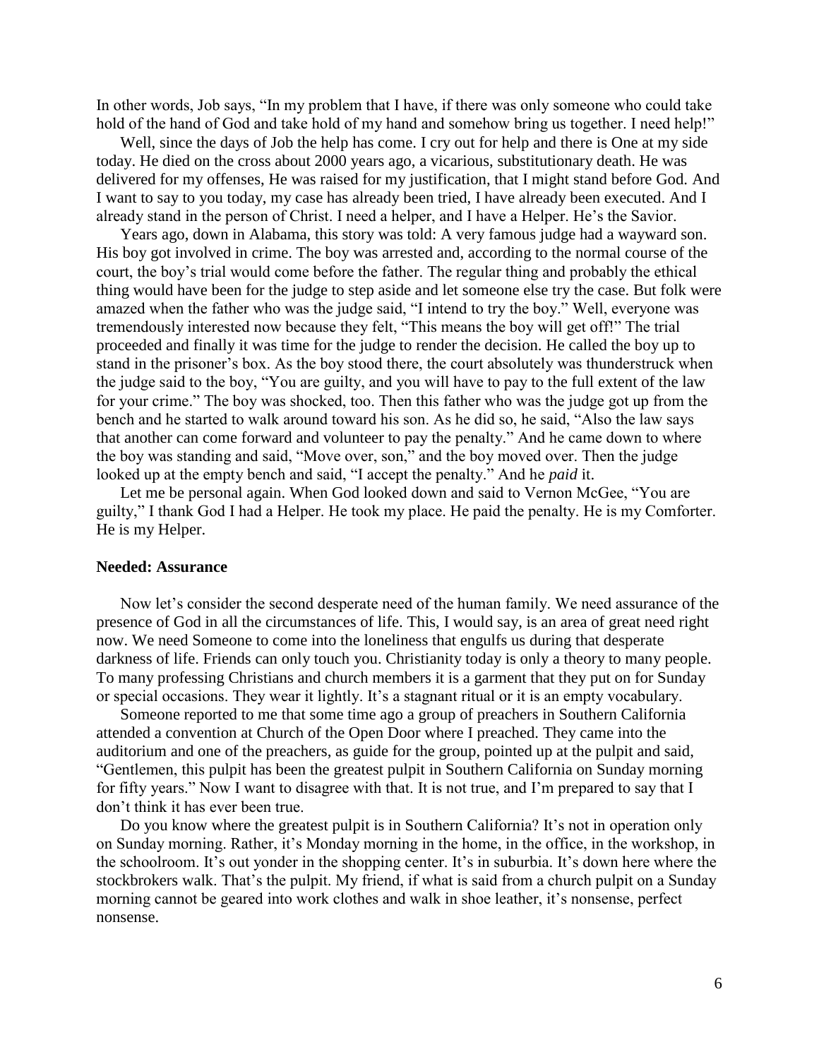In other words, Job says, "In my problem that I have, if there was only someone who could take hold of the hand of God and take hold of my hand and somehow bring us together. I need help!"

Well, since the days of Job the help has come. I cry out for help and there is One at my side today. He died on the cross about 2000 years ago, a vicarious, substitutionary death. He was delivered for my offenses, He was raised for my justification, that I might stand before God. And I want to say to you today, my case has already been tried, I have already been executed. And I already stand in the person of Christ. I need a helper, and I have a Helper. He's the Savior.

Years ago, down in Alabama, this story was told: A very famous judge had a wayward son. His boy got involved in crime. The boy was arrested and, according to the normal course of the court, the boy's trial would come before the father. The regular thing and probably the ethical thing would have been for the judge to step aside and let someone else try the case. But folk were amazed when the father who was the judge said, "I intend to try the boy." Well, everyone was tremendously interested now because they felt, "This means the boy will get off!" The trial proceeded and finally it was time for the judge to render the decision. He called the boy up to stand in the prisoner's box. As the boy stood there, the court absolutely was thunderstruck when the judge said to the boy, "You are guilty, and you will have to pay to the full extent of the law for your crime." The boy was shocked, too. Then this father who was the judge got up from the bench and he started to walk around toward his son. As he did so, he said, "Also the law says that another can come forward and volunteer to pay the penalty." And he came down to where the boy was standing and said, "Move over, son," and the boy moved over. Then the judge looked up at the empty bench and said, "I accept the penalty." And he *paid* it.

Let me be personal again. When God looked down and said to Vernon McGee, "You are guilty," I thank God I had a Helper. He took my place. He paid the penalty. He is my Comforter. He is my Helper.

### Needed: Assurance

Now let's consider the second desperate need of the human family. We need assurance of the presence of God in all the circumstances of life. This, I would say, is an area of great need right now. We need Someone to come into the loneliness that engulfs us during that desperate darkness of life. Friends can only touch you. Christianity today is only a theory to many people. To many professing Christians and church members it is a garment that they put on for Sunday or special occasions. They wear it lightly. It's a stagnant ritual or it is an empty vocabulary.

Someone reported to me that some time ago a group of preachers in Southern California attended a convention at Church of the Open Door where I preached. They came into the auditorium and one of the preachers, as guide for the group, pointed up at the pulpit and said, "Gentlemen, this pulpit has been the greatest pulpit in Southern California on Sunday morning for fifty years." Now I want to disagree with that. It is not true, and I'm prepared to say that I don't think it has ever been true.

Do you know where the greatest pulpit is in Southern California? It's not in operation only on Sunday morning. Rather, it's Monday morning in the home, in the office, in the workshop, in the schoolroom. It's out yonder in the shopping center. It's in suburbia. It's down here where the stockbrokers walk. That's the pulpit. My friend, if what is said from a church pulpit on a Sunday morning cannot be geared into work clothes and walk in shoe leather, it's nonsense, perfect nonsense.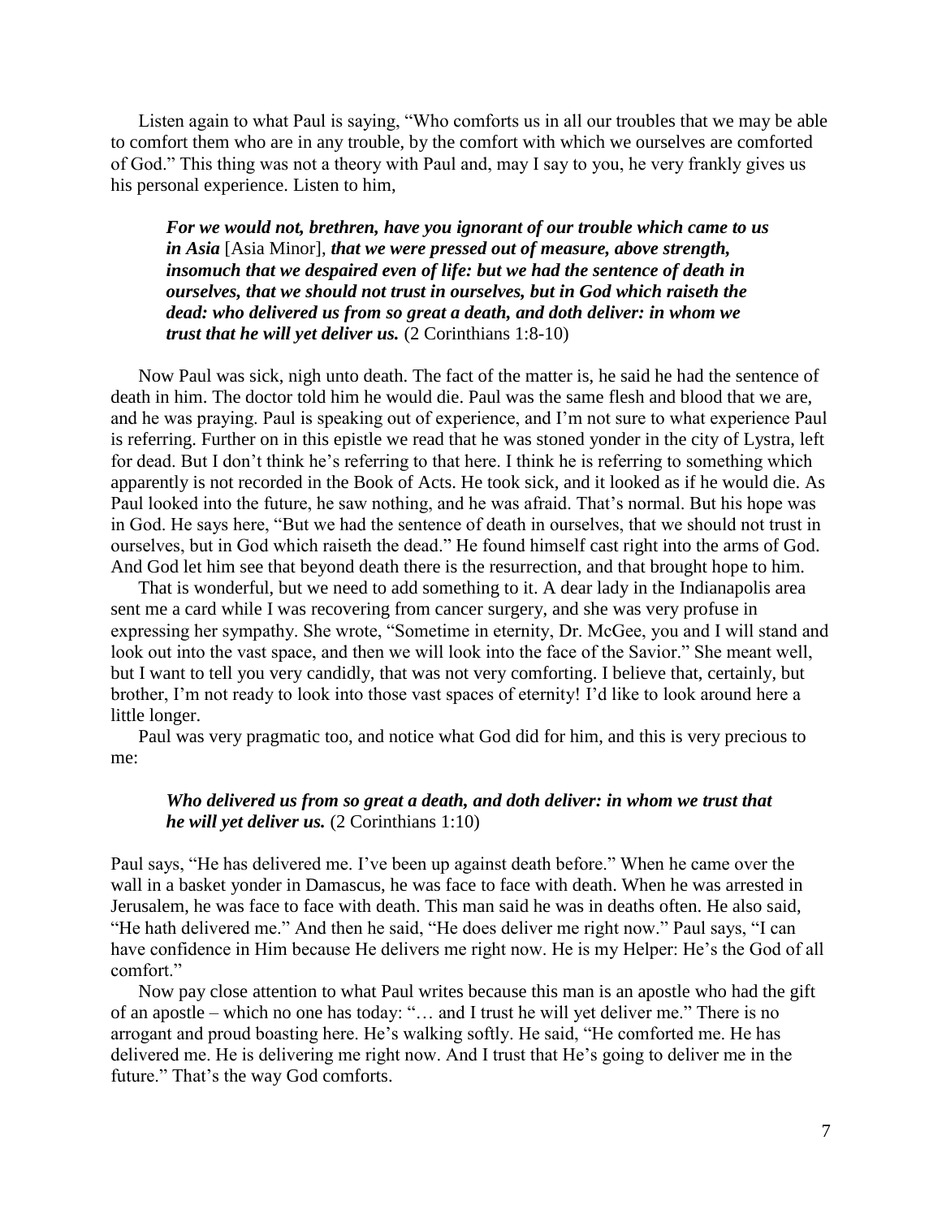Listen again to what Paul is saying, "Who comforts us in all our troubles that we may be able to comfort them who are in any trouble, by the comfort with which we ourselves are comforted of God." This thing was not a theory with Paul and, may I say to you, he very frankly gives us his personal experience. Listen to him,

> ***For we would not, brethren, have you ignorant of our trouble which came to us in Asia*** [Asia Minor], ***that we were pressed out of measure, above strength, insomuch that we despaired even of life: but we had the sentence of death in ourselves, that we should not trust in ourselves, but in God which raiseth the dead: who delivered us from so great a death, and doth deliver: in whom we trust that he will yet deliver us.*** (2 Corinthians 1:8-10)

Now Paul was sick, nigh unto death. The fact of the matter is, he said he had the sentence of death in him. The doctor told him he would die. Paul was the same flesh and blood that we are, and he was praying. Paul is speaking out of experience, and I'm not sure to what experience Paul is referring. Further on in this epistle we read that he was stoned yonder in the city of Lystra, left for dead. But I don't think he's referring to that here. I think he is referring to something which apparently is not recorded in the Book of Acts. He took sick, and it looked as if he would die. As Paul looked into the future, he saw nothing, and he was afraid. That's normal. But his hope was in God. He says here, "But we had the sentence of death in ourselves, that we should not trust in ourselves, but in God which raiseth the dead." He found himself cast right into the arms of God. And God let him see that beyond death there is the resurrection, and that brought hope to him.

That is wonderful, but we need to add something to it. A dear lady in the Indianapolis area sent me a card while I was recovering from cancer surgery, and she was very profuse in expressing her sympathy. She wrote, "Sometime in eternity, Dr. McGee, you and I will stand and look out into the vast space, and then we will look into the face of the Savior." She meant well, but I want to tell you very candidly, that was not very comforting. I believe that, certainly, but brother, I'm not ready to look into those vast spaces of eternity! I'd like to look around here a little longer.

Paul was very pragmatic too, and notice what God did for him, and this is very precious to me:

> ***Who delivered us from so great a death, and doth deliver: in whom we trust that he will yet deliver us.*** (2 Corinthians 1:10)

Paul says, "He has delivered me. I've been up against death before." When he came over the wall in a basket yonder in Damascus, he was face to face with death. When he was arrested in Jerusalem, he was face to face with death. This man said he was in deaths often. He also said, "He hath delivered me." And then he said, "He does deliver me right now." Paul says, "I can have confidence in Him because He delivers me right now. He is my Helper: He's the God of all comfort."

Now pay close attention to what Paul writes because this man is an apostle who had the gift of an apostle – which no one has today: "… and I trust he will yet deliver me." There is no arrogant and proud boasting here. He's walking softly. He said, "He comforted me. He has delivered me. He is delivering me right now. And I trust that He's going to deliver me in the future." That's the way God comforts.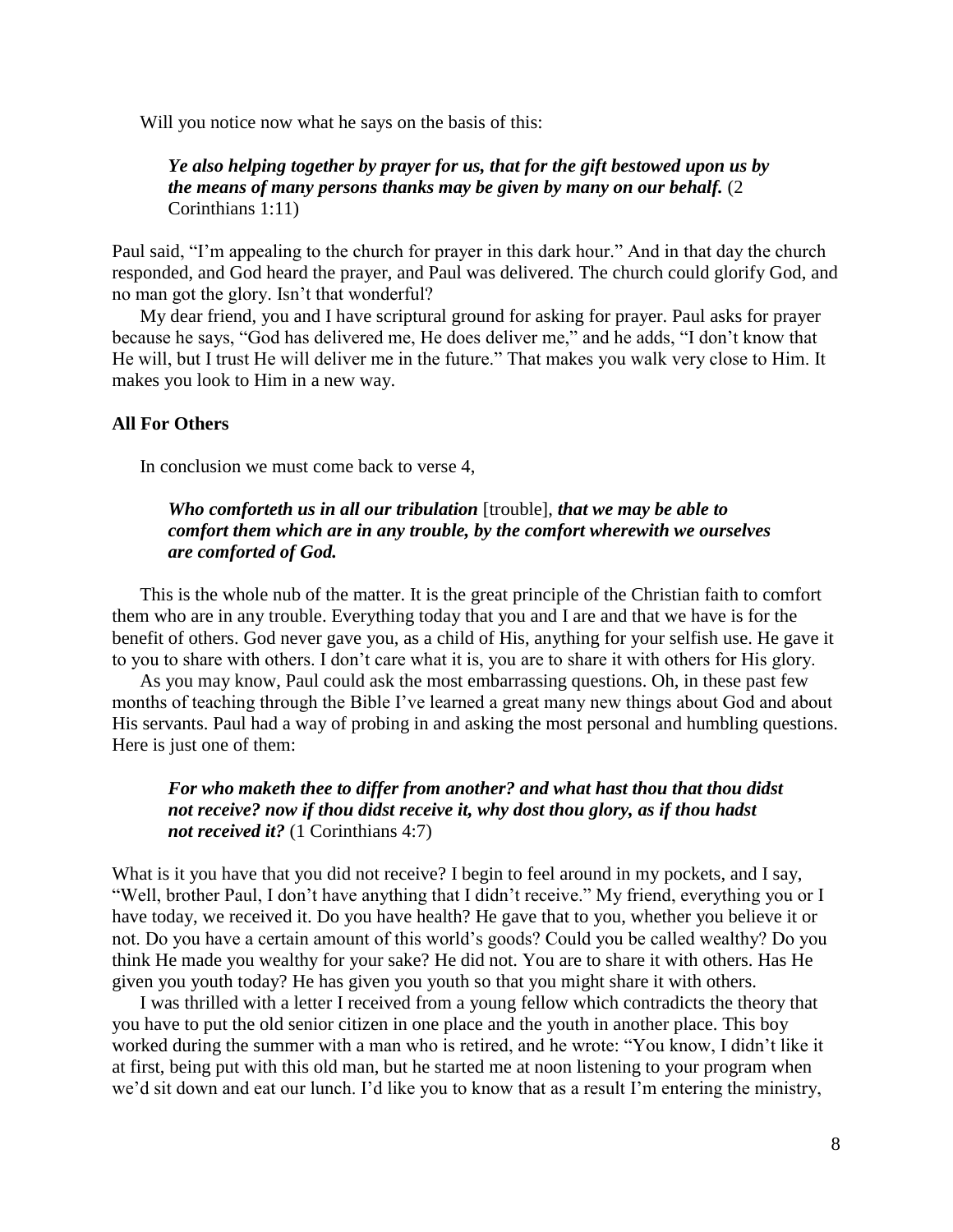Will you notice now what he says on the basis of this:

> ***Ye also helping together by prayer for us, that for the gift bestowed upon us by the means of many persons thanks may be given by many on our behalf.*** (2 Corinthians 1:11)

Paul said, "I'm appealing to the church for prayer in this dark hour." And in that day the church responded, and God heard the prayer, and Paul was delivered. The church could glorify God, and no man got the glory. Isn't that wonderful?

My dear friend, you and I have scriptural ground for asking for prayer. Paul asks for prayer because he says, "God has delivered me, He does deliver me," and he adds, "I don't know that He will, but I trust He will deliver me in the future." That makes you walk very close to Him. It makes you look to Him in a new way.

**All For Others**

In conclusion we must come back to verse 4,

> ***Who comforteth us in all our tribulation*** [trouble], ***that we may be able to comfort them which are in any trouble, by the comfort wherewith we ourselves are comforted of God.***

This is the whole nub of the matter. It is the great principle of the Christian faith to comfort them who are in any trouble. Everything today that you and I are and that we have is for the benefit of others. God never gave you, as a child of His, anything for your selfish use. He gave it to you to share with others. I don't care what it is, you are to share it with others for His glory.

As you may know, Paul could ask the most embarrassing questions. Oh, in these past few months of teaching through the Bible I've learned a great many new things about God and about His servants. Paul had a way of probing in and asking the most personal and humbling questions. Here is just one of them:

> ***For who maketh thee to differ from another? and what hast thou that thou didst not receive? now if thou didst receive it, why dost thou glory, as if thou hadst not received it?*** (1 Corinthians 4:7)

What is it you have that you did not receive? I begin to feel around in my pockets, and I say, "Well, brother Paul, I don't have anything that I didn't receive." My friend, everything you or I have today, we received it. Do you have health? He gave that to you, whether you believe it or not. Do you have a certain amount of this world's goods? Could you be called wealthy? Do you think He made you wealthy for your sake? He did not. You are to share it with others. Has He given you youth today? He has given you youth so that you might share it with others.

I was thrilled with a letter I received from a young fellow which contradicts the theory that you have to put the old senior citizen in one place and the youth in another place. This boy worked during the summer with a man who is retired, and he wrote: "You know, I didn't like it at first, being put with this old man, but he started me at noon listening to your program when we'd sit down and eat our lunch. I'd like you to know that as a result I'm entering the ministry,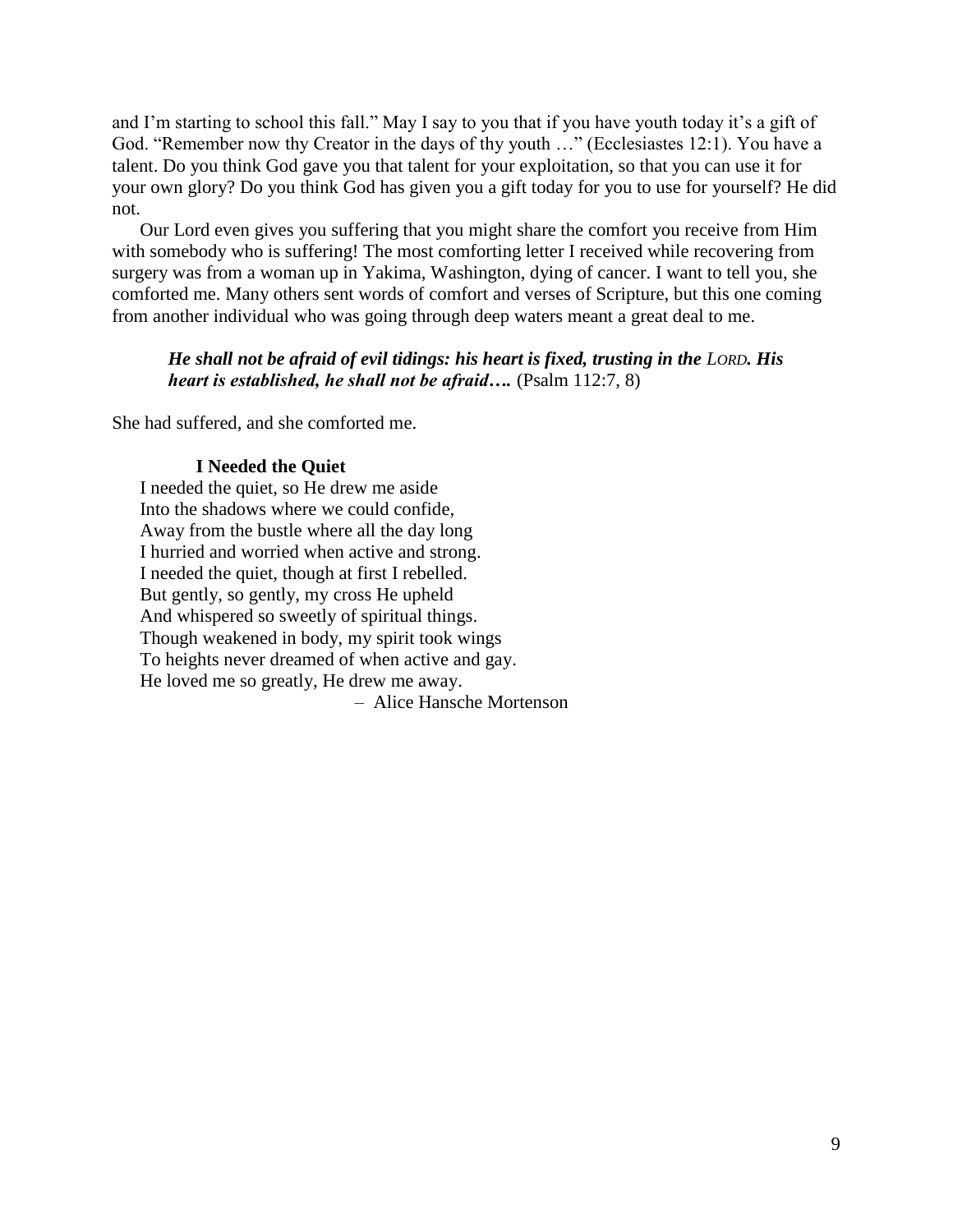and I'm starting to school this fall." May I say to you that if you have youth today it's a gift of God. "Remember now thy Creator in the days of thy youth …" (Ecclesiastes 12:1). You have a talent. Do you think God gave you that talent for your exploitation, so that you can use it for your own glory? Do you think God has given you a gift today for you to use for yourself? He did not.

Our Lord even gives you suffering that you might share the comfort you receive from Him with somebody who is suffering! The most comforting letter I received while recovering from surgery was from a woman up in Yakima, Washington, dying of cancer. I want to tell you, she comforted me. Many others sent words of comfort and verses of Scripture, but this one coming from another individual who was going through deep waters meant a great deal to me.

> ***He shall not be afraid of evil tidings: his heart is fixed, trusting in the LORD. His heart is established, he shall not be afraid….*** (Psalm 112:7, 8)

She had suffered, and she comforted me.

**I Needed the Quiet**

I needed the quiet, so He drew me aside  
Into the shadows where we could confide,  
Away from the bustle where all the day long  
I hurried and worried when active and strong.  
I needed the quiet, though at first I rebelled.  
But gently, so gently, my cross He upheld  
And whispered so sweetly of spiritual things.  
Though weakened in body, my spirit took wings  
To heights never dreamed of when active and gay.  
He loved me so greatly, He drew me away.

– Alice Hansche Mortenson